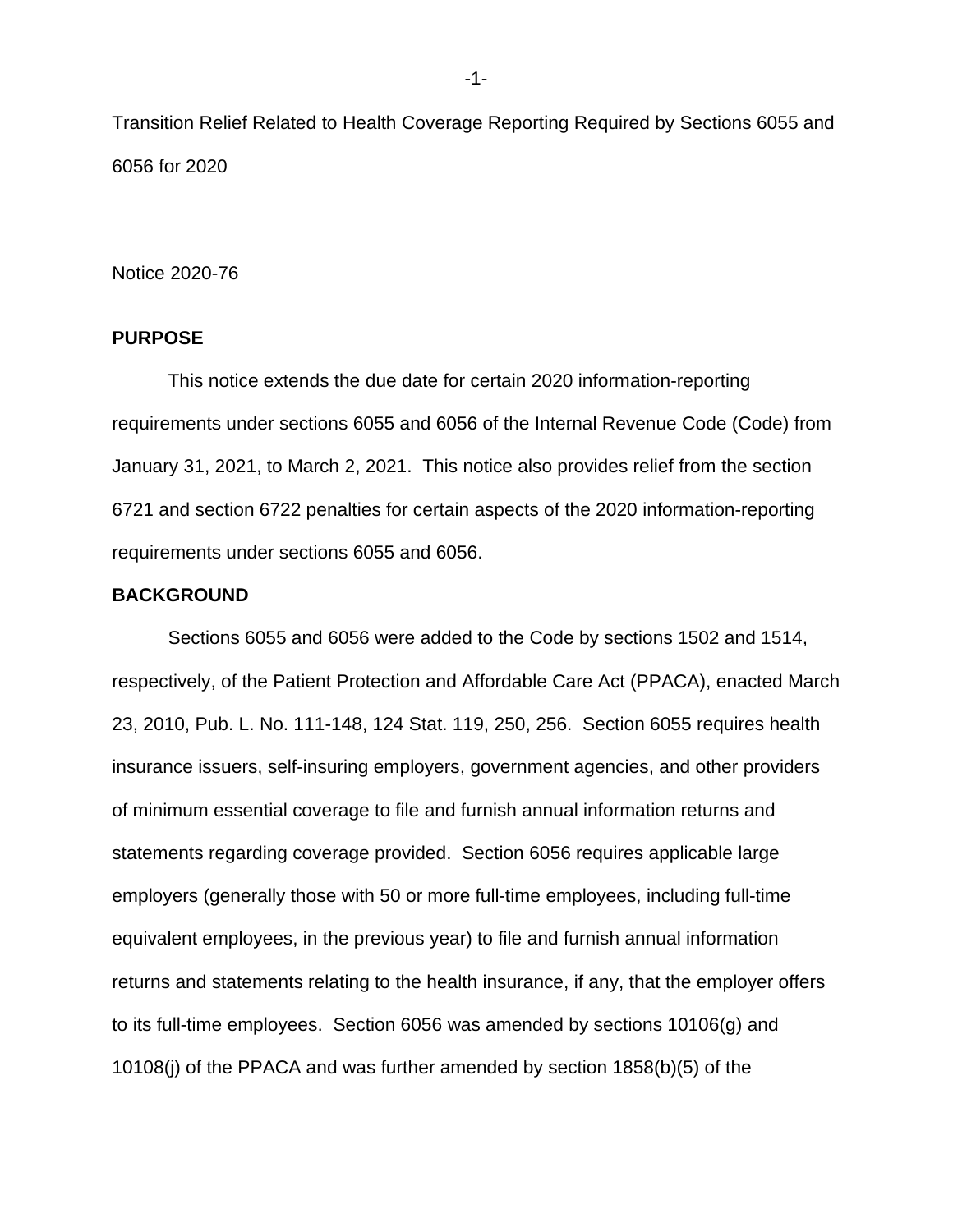Transition Relief Related to Health Coverage Reporting Required by Sections 6055 and 6056 for 2020

Notice 2020-76

**PURPOSE**

This notice extends the due date for certain 2020 information-reporting requirements under sections 6055 and 6056 of the Internal Revenue Code (Code) from January 31, 2021, to March 2, 2021. This notice also provides relief from the section 6721 and section 6722 penalties for certain aspects of the 2020 information-reporting requirements under sections 6055 and 6056.

**BACKGROUND**

Sections 6055 and 6056 were added to the Code by sections 1502 and 1514, respectively, of the Patient Protection and Affordable Care Act (PPACA), enacted March 23, 2010, Pub. L. No. 111-148, 124 Stat. 119, 250, 256. Section 6055 requires health insurance issuers, self-insuring employers, government agencies, and other providers of minimum essential coverage to file and furnish annual information returns and statements regarding coverage provided. Section 6056 requires applicable large employers (generally those with 50 or more full-time employees, including full-time equivalent employees, in the previous year) to file and furnish annual information returns and statements relating to the health insurance, if any, that the employer offers to its full-time employees. Section 6056 was amended by sections 10106(g) and 10108(j) of the PPACA and was further amended by section 1858(b)(5) of the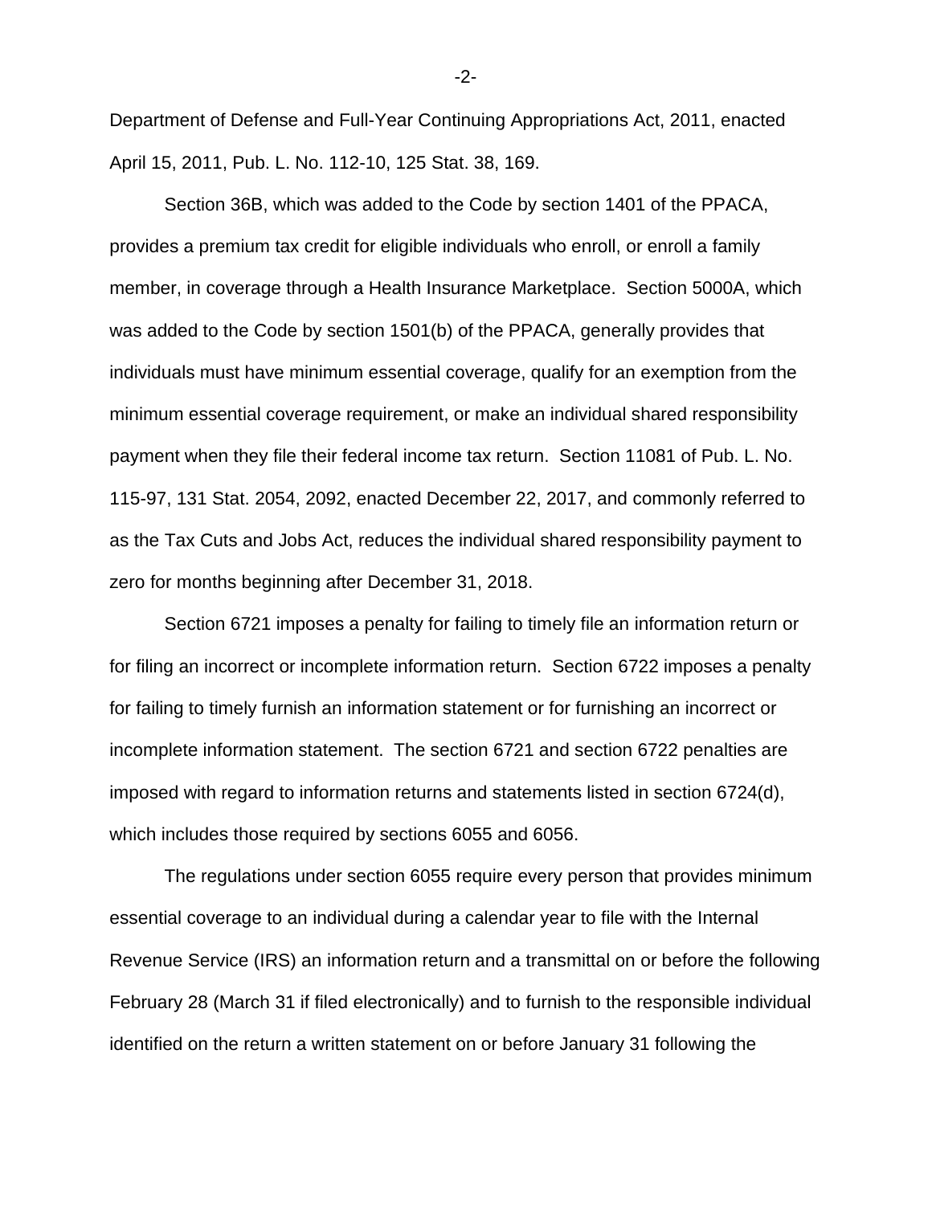Department of Defense and Full-Year Continuing Appropriations Act, 2011, enacted April 15, 2011, Pub. L. No. 112-10, 125 Stat. 38, 169.

Section 36B, which was added to the Code by section 1401 of the PPACA, provides a premium tax credit for eligible individuals who enroll, or enroll a family member, in coverage through a Health Insurance Marketplace. Section 5000A, which was added to the Code by section 1501(b) of the PPACA, generally provides that individuals must have minimum essential coverage, qualify for an exemption from the minimum essential coverage requirement, or make an individual shared responsibility payment when they file their federal income tax return. Section 11081 of Pub. L. No. 115-97, 131 Stat. 2054, 2092, enacted December 22, 2017, and commonly referred to as the Tax Cuts and Jobs Act, reduces the individual shared responsibility payment to zero for months beginning after December 31, 2018.

Section 6721 imposes a penalty for failing to timely file an information return or for filing an incorrect or incomplete information return. Section 6722 imposes a penalty for failing to timely furnish an information statement or for furnishing an incorrect or incomplete information statement. The section 6721 and section 6722 penalties are imposed with regard to information returns and statements listed in section 6724(d), which includes those required by sections 6055 and 6056.

The regulations under section 6055 require every person that provides minimum essential coverage to an individual during a calendar year to file with the Internal Revenue Service (IRS) an information return and a transmittal on or before the following February 28 (March 31 if filed electronically) and to furnish to the responsible individual identified on the return a written statement on or before January 31 following the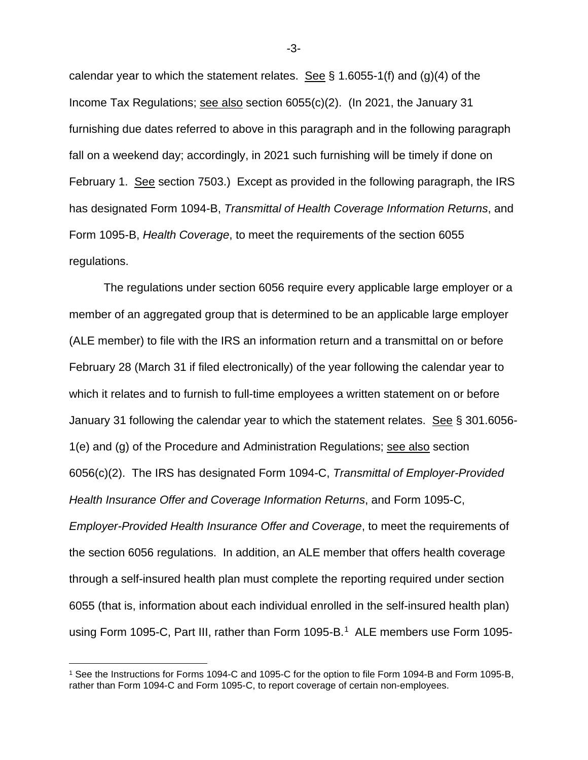calendar year to which the statement relates. See § 1.6055-1(f) and (g)(4) of the Income Tax Regulations; see also section 6055(c)(2). (In 2021, the January 31 furnishing due dates referred to above in this paragraph and in the following paragraph fall on a weekend day; accordingly, in 2021 such furnishing will be timely if done on February 1. See section 7503.) Except as provided in the following paragraph, the IRS has designated Form 1094-B, *Transmittal of Health Coverage Information Returns*, and Form 1095-B, *Health Coverage*, to meet the requirements of the section 6055 regulations.

The regulations under section 6056 require every applicable large employer or a member of an aggregated group that is determined to be an applicable large employer (ALE member) to file with the IRS an information return and a transmittal on or before February 28 (March 31 if filed electronically) of the year following the calendar year to which it relates and to furnish to full-time employees a written statement on or before January 31 following the calendar year to which the statement relates. See § 301.6056-1(e) and (g) of the Procedure and Administration Regulations; see also section 6056(c)(2). The IRS has designated Form 1094-C, *Transmittal of Employer-Provided Health Insurance Offer and Coverage Information Returns*, and Form 1095-C, *Employer-Provided Health Insurance Offer and Coverage*, to meet the requirements of the section 6056 regulations. In addition, an ALE member that offers health coverage through a self-insured health plan must complete the reporting required under section 6055 (that is, information about each individual enrolled in the self-insured health plan) using Form 1095-C, Part III, rather than Form 1095-B.[1] ALE members use Form 1095-

[1] See the Instructions for Forms 1094-C and 1095-C for the option to file Form 1094-B and Form 1095-B, rather than Form 1094-C and Form 1095-C, to report coverage of certain non-employees.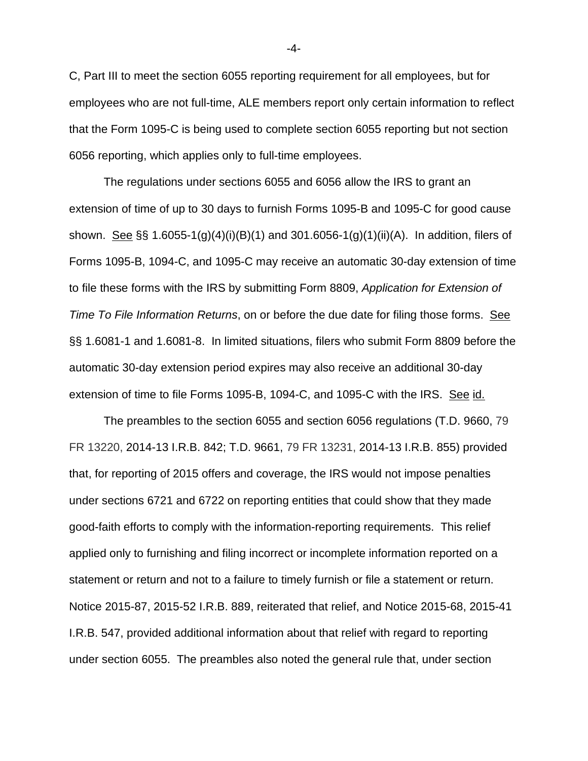C, Part III to meet the section 6055 reporting requirement for all employees, but for employees who are not full-time, ALE members report only certain information to reflect that the Form 1095-C is being used to complete section 6055 reporting but not section 6056 reporting, which applies only to full-time employees.

The regulations under sections 6055 and 6056 allow the IRS to grant an extension of time of up to 30 days to furnish Forms 1095-B and 1095-C for good cause shown. See §§ 1.6055-1(g)(4)(i)(B)(1) and 301.6056-1(g)(1)(ii)(A). In addition, filers of Forms 1095-B, 1094-C, and 1095-C may receive an automatic 30-day extension of time to file these forms with the IRS by submitting Form 8809, *Application for Extension of Time To File Information Returns*, on or before the due date for filing those forms. See §§ 1.6081-1 and 1.6081-8. In limited situations, filers who submit Form 8809 before the automatic 30-day extension period expires may also receive an additional 30-day extension of time to file Forms 1095-B, 1094-C, and 1095-C with the IRS. See id.

The preambles to the section 6055 and section 6056 regulations (T.D. 9660, 79 FR 13220, 2014-13 I.R.B. 842; T.D. 9661, 79 FR 13231, 2014-13 I.R.B. 855) provided that, for reporting of 2015 offers and coverage, the IRS would not impose penalties under sections 6721 and 6722 on reporting entities that could show that they made good-faith efforts to comply with the information-reporting requirements. This relief applied only to furnishing and filing incorrect or incomplete information reported on a statement or return and not to a failure to timely furnish or file a statement or return. Notice 2015-87, 2015-52 I.R.B. 889, reiterated that relief, and Notice 2015-68, 2015-41 I.R.B. 547, provided additional information about that relief with regard to reporting under section 6055. The preambles also noted the general rule that, under section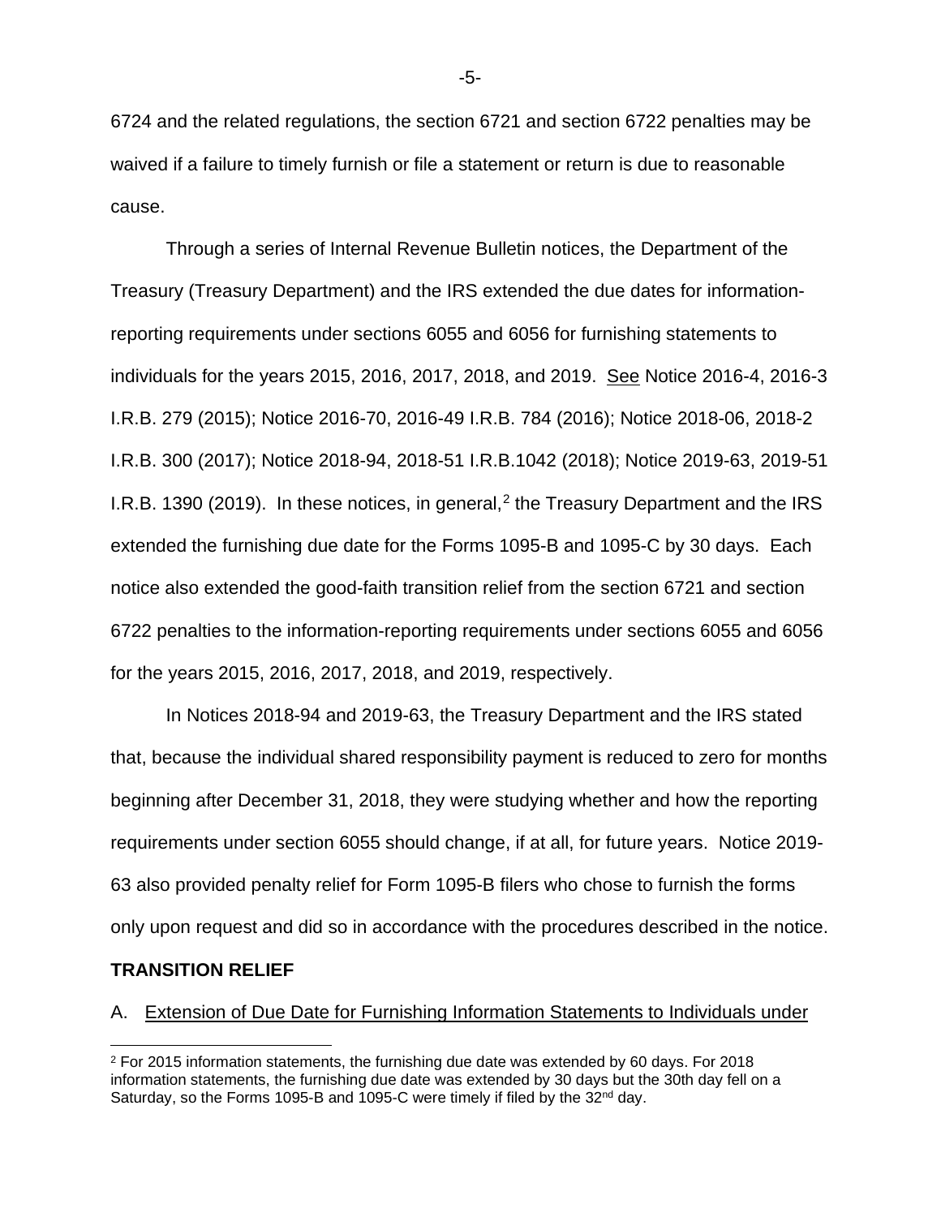6724 and the related regulations, the section 6721 and section 6722 penalties may be waived if a failure to timely furnish or file a statement or return is due to reasonable cause.

Through a series of Internal Revenue Bulletin notices, the Department of the Treasury (Treasury Department) and the IRS extended the due dates for information-reporting requirements under sections 6055 and 6056 for furnishing statements to individuals for the years 2015, 2016, 2017, 2018, and 2019. See Notice 2016-4, 2016-3 I.R.B. 279 (2015); Notice 2016-70, 2016-49 I.R.B. 784 (2016); Notice 2018-06, 2018-2 I.R.B. 300 (2017); Notice 2018-94, 2018-51 I.R.B.1042 (2018); Notice 2019-63, 2019-51 I.R.B. 1390 (2019). In these notices, in general,[2] the Treasury Department and the IRS extended the furnishing due date for the Forms 1095-B and 1095-C by 30 days. Each notice also extended the good-faith transition relief from the section 6721 and section 6722 penalties to the information-reporting requirements under sections 6055 and 6056 for the years 2015, 2016, 2017, 2018, and 2019, respectively.

In Notices 2018-94 and 2019-63, the Treasury Department and the IRS stated that, because the individual shared responsibility payment is reduced to zero for months beginning after December 31, 2018, they were studying whether and how the reporting requirements under section 6055 should change, if at all, for future years. Notice 2019-63 also provided penalty relief for Form 1095-B filers who chose to furnish the forms only upon request and did so in accordance with the procedures described in the notice.

**TRANSITION RELIEF**

A. Extension of Due Date for Furnishing Information Statements to Individuals under

[2] For 2015 information statements, the furnishing due date was extended by 60 days. For 2018 information statements, the furnishing due date was extended by 30 days but the 30th day fell on a Saturday, so the Forms 1095-B and 1095-C were timely if filed by the 32nd day.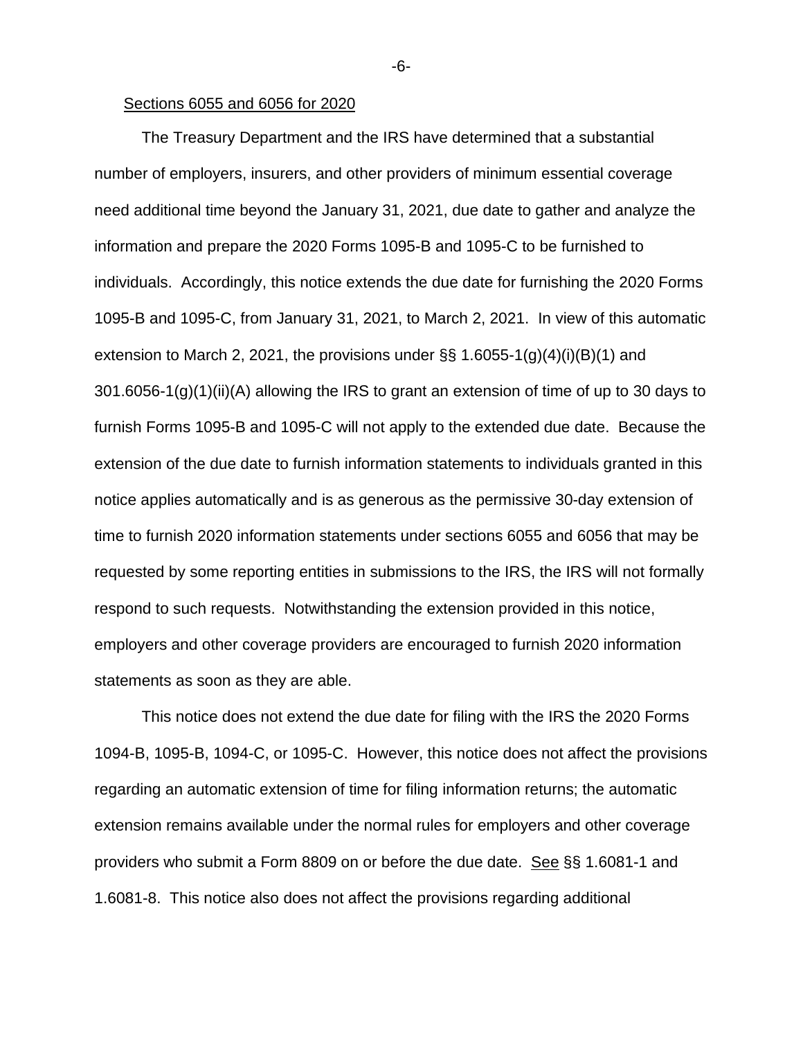Sections 6055 and 6056 for 2020

The Treasury Department and the IRS have determined that a substantial number of employers, insurers, and other providers of minimum essential coverage need additional time beyond the January 31, 2021, due date to gather and analyze the information and prepare the 2020 Forms 1095-B and 1095-C to be furnished to individuals. Accordingly, this notice extends the due date for furnishing the 2020 Forms 1095-B and 1095-C, from January 31, 2021, to March 2, 2021. In view of this automatic extension to March 2, 2021, the provisions under §§ 1.6055-1(g)(4)(i)(B)(1) and 301.6056-1(g)(1)(ii)(A) allowing the IRS to grant an extension of time of up to 30 days to furnish Forms 1095-B and 1095-C will not apply to the extended due date. Because the extension of the due date to furnish information statements to individuals granted in this notice applies automatically and is as generous as the permissive 30-day extension of time to furnish 2020 information statements under sections 6055 and 6056 that may be requested by some reporting entities in submissions to the IRS, the IRS will not formally respond to such requests. Notwithstanding the extension provided in this notice, employers and other coverage providers are encouraged to furnish 2020 information statements as soon as they are able.

This notice does not extend the due date for filing with the IRS the 2020 Forms 1094-B, 1095-B, 1094-C, or 1095-C. However, this notice does not affect the provisions regarding an automatic extension of time for filing information returns; the automatic extension remains available under the normal rules for employers and other coverage providers who submit a Form 8809 on or before the due date. See §§ 1.6081-1 and 1.6081-8. This notice also does not affect the provisions regarding additional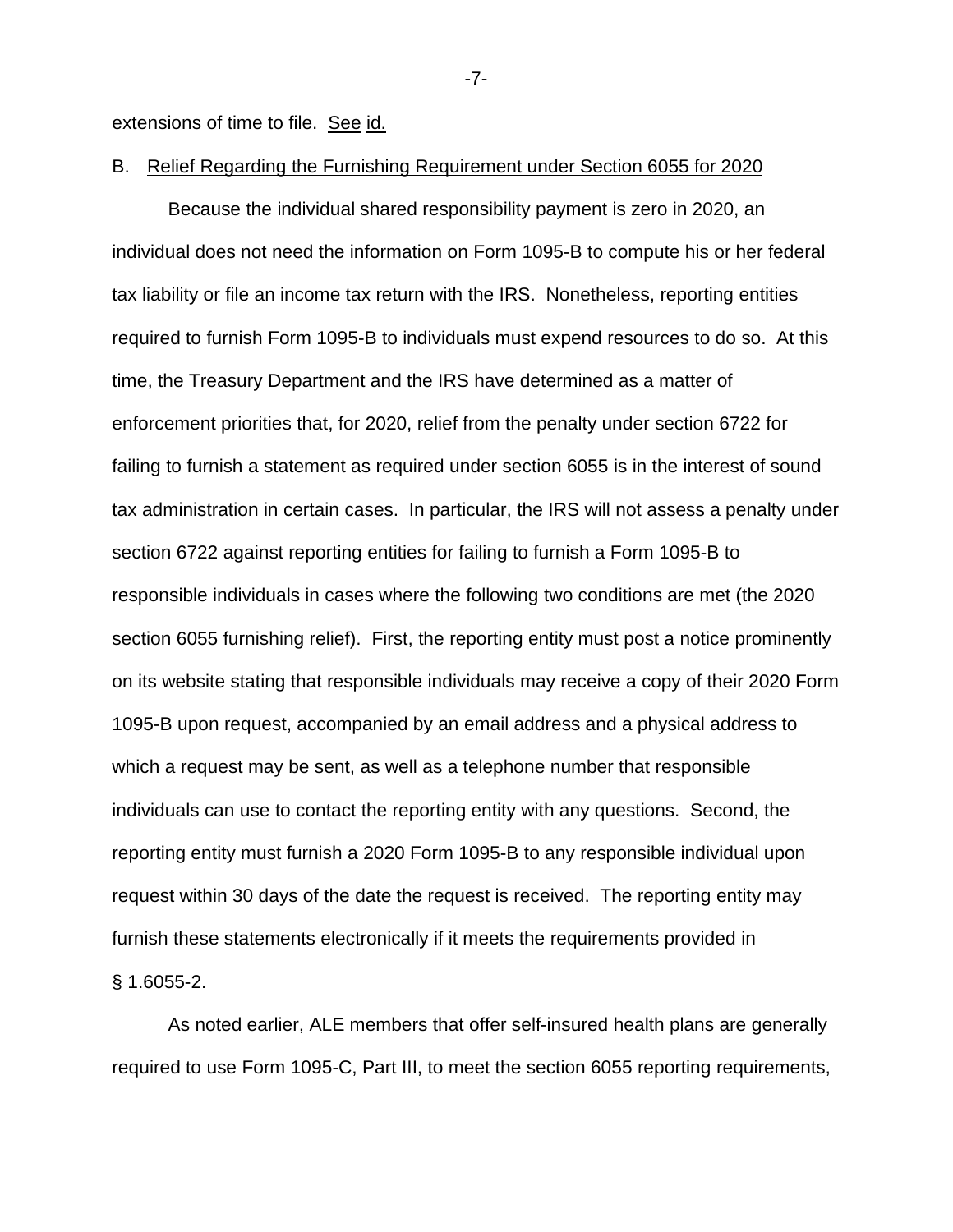extensions of time to file. See id.

B. Relief Regarding the Furnishing Requirement under Section 6055 for 2020

Because the individual shared responsibility payment is zero in 2020, an individual does not need the information on Form 1095-B to compute his or her federal tax liability or file an income tax return with the IRS. Nonetheless, reporting entities required to furnish Form 1095-B to individuals must expend resources to do so. At this time, the Treasury Department and the IRS have determined as a matter of enforcement priorities that, for 2020, relief from the penalty under section 6722 for failing to furnish a statement as required under section 6055 is in the interest of sound tax administration in certain cases. In particular, the IRS will not assess a penalty under section 6722 against reporting entities for failing to furnish a Form 1095-B to responsible individuals in cases where the following two conditions are met (the 2020 section 6055 furnishing relief). First, the reporting entity must post a notice prominently on its website stating that responsible individuals may receive a copy of their 2020 Form 1095-B upon request, accompanied by an email address and a physical address to which a request may be sent, as well as a telephone number that responsible individuals can use to contact the reporting entity with any questions. Second, the reporting entity must furnish a 2020 Form 1095-B to any responsible individual upon request within 30 days of the date the request is received. The reporting entity may furnish these statements electronically if it meets the requirements provided in § 1.6055-2.

As noted earlier, ALE members that offer self-insured health plans are generally required to use Form 1095-C, Part III, to meet the section 6055 reporting requirements,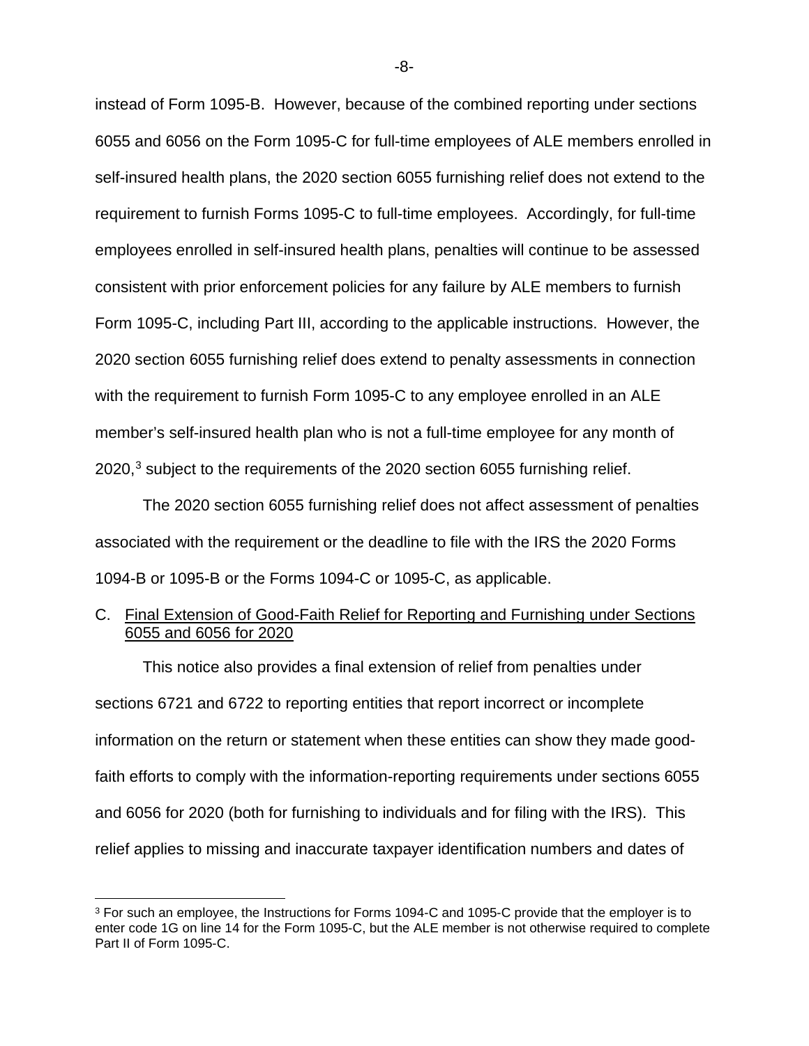instead of Form 1095-B. However, because of the combined reporting under sections 6055 and 6056 on the Form 1095-C for full-time employees of ALE members enrolled in self-insured health plans, the 2020 section 6055 furnishing relief does not extend to the requirement to furnish Forms 1095-C to full-time employees. Accordingly, for full-time employees enrolled in self-insured health plans, penalties will continue to be assessed consistent with prior enforcement policies for any failure by ALE members to furnish Form 1095-C, including Part III, according to the applicable instructions. However, the 2020 section 6055 furnishing relief does extend to penalty assessments in connection with the requirement to furnish Form 1095-C to any employee enrolled in an ALE member's self-insured health plan who is not a full-time employee for any month of 2020,[3] subject to the requirements of the 2020 section 6055 furnishing relief.

The 2020 section 6055 furnishing relief does not affect assessment of penalties associated with the requirement or the deadline to file with the IRS the 2020 Forms 1094-B or 1095-B or the Forms 1094-C or 1095-C, as applicable.

C. Final Extension of Good-Faith Relief for Reporting and Furnishing under Sections 6055 and 6056 for 2020

This notice also provides a final extension of relief from penalties under sections 6721 and 6722 to reporting entities that report incorrect or incomplete information on the return or statement when these entities can show they made good-faith efforts to comply with the information-reporting requirements under sections 6055 and 6056 for 2020 (both for furnishing to individuals and for filing with the IRS). This relief applies to missing and inaccurate taxpayer identification numbers and dates of

[3] For such an employee, the Instructions for Forms 1094-C and 1095-C provide that the employer is to enter code 1G on line 14 for the Form 1095-C, but the ALE member is not otherwise required to complete Part II of Form 1095-C.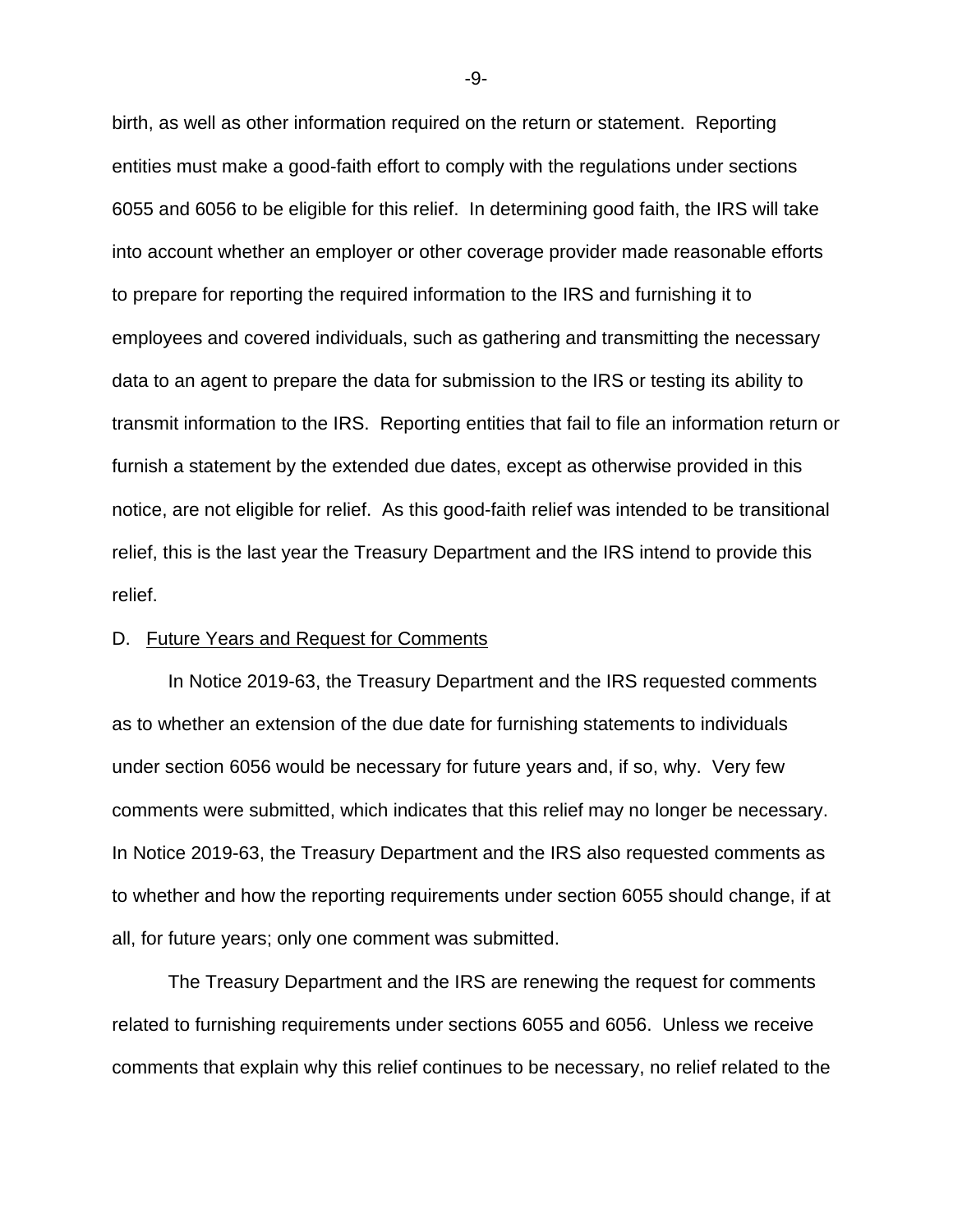birth, as well as other information required on the return or statement. Reporting entities must make a good-faith effort to comply with the regulations under sections 6055 and 6056 to be eligible for this relief. In determining good faith, the IRS will take into account whether an employer or other coverage provider made reasonable efforts to prepare for reporting the required information to the IRS and furnishing it to employees and covered individuals, such as gathering and transmitting the necessary data to an agent to prepare the data for submission to the IRS or testing its ability to transmit information to the IRS. Reporting entities that fail to file an information return or furnish a statement by the extended due dates, except as otherwise provided in this notice, are not eligible for relief. As this good-faith relief was intended to be transitional relief, this is the last year the Treasury Department and the IRS intend to provide this relief.

D. Future Years and Request for Comments

In Notice 2019-63, the Treasury Department and the IRS requested comments as to whether an extension of the due date for furnishing statements to individuals under section 6056 would be necessary for future years and, if so, why. Very few comments were submitted, which indicates that this relief may no longer be necessary. In Notice 2019-63, the Treasury Department and the IRS also requested comments as to whether and how the reporting requirements under section 6055 should change, if at all, for future years; only one comment was submitted.

The Treasury Department and the IRS are renewing the request for comments related to furnishing requirements under sections 6055 and 6056. Unless we receive comments that explain why this relief continues to be necessary, no relief related to the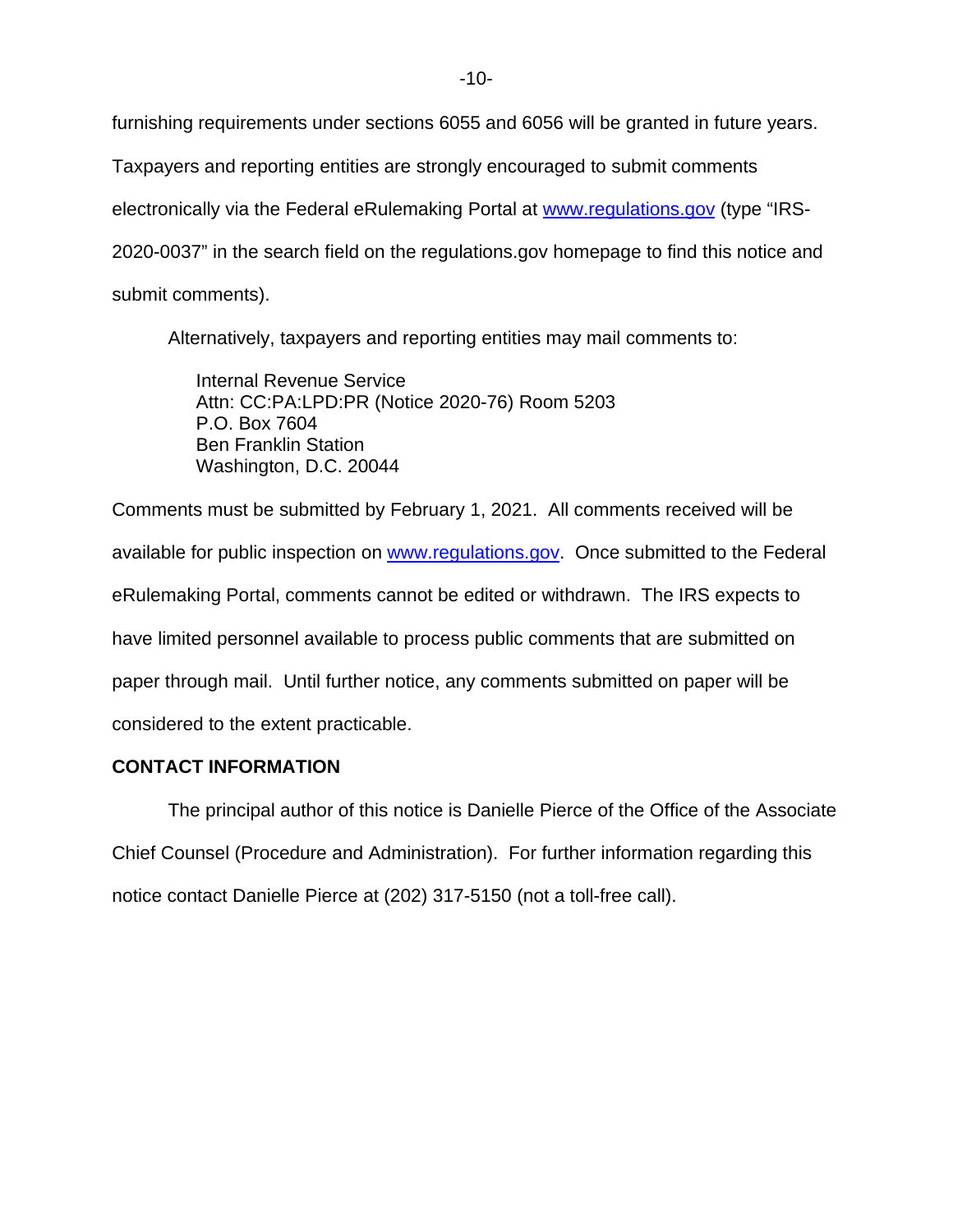furnishing requirements under sections 6055 and 6056 will be granted in future years. Taxpayers and reporting entities are strongly encouraged to submit comments electronically via the Federal eRulemaking Portal at www.regulations.gov (type "IRS-2020-0037" in the search field on the regulations.gov homepage to find this notice and submit comments).

Alternatively, taxpayers and reporting entities may mail comments to:

Internal Revenue Service
Attn: CC:PA:LPD:PR (Notice 2020-76) Room 5203
P.O. Box 7604
Ben Franklin Station
Washington, D.C. 20044

Comments must be submitted by February 1, 2021. All comments received will be available for public inspection on www.regulations.gov. Once submitted to the Federal eRulemaking Portal, comments cannot be edited or withdrawn. The IRS expects to have limited personnel available to process public comments that are submitted on paper through mail. Until further notice, any comments submitted on paper will be considered to the extent practicable.

**CONTACT INFORMATION**

The principal author of this notice is Danielle Pierce of the Office of the Associate Chief Counsel (Procedure and Administration). For further information regarding this notice contact Danielle Pierce at (202) 317-5150 (not a toll-free call).